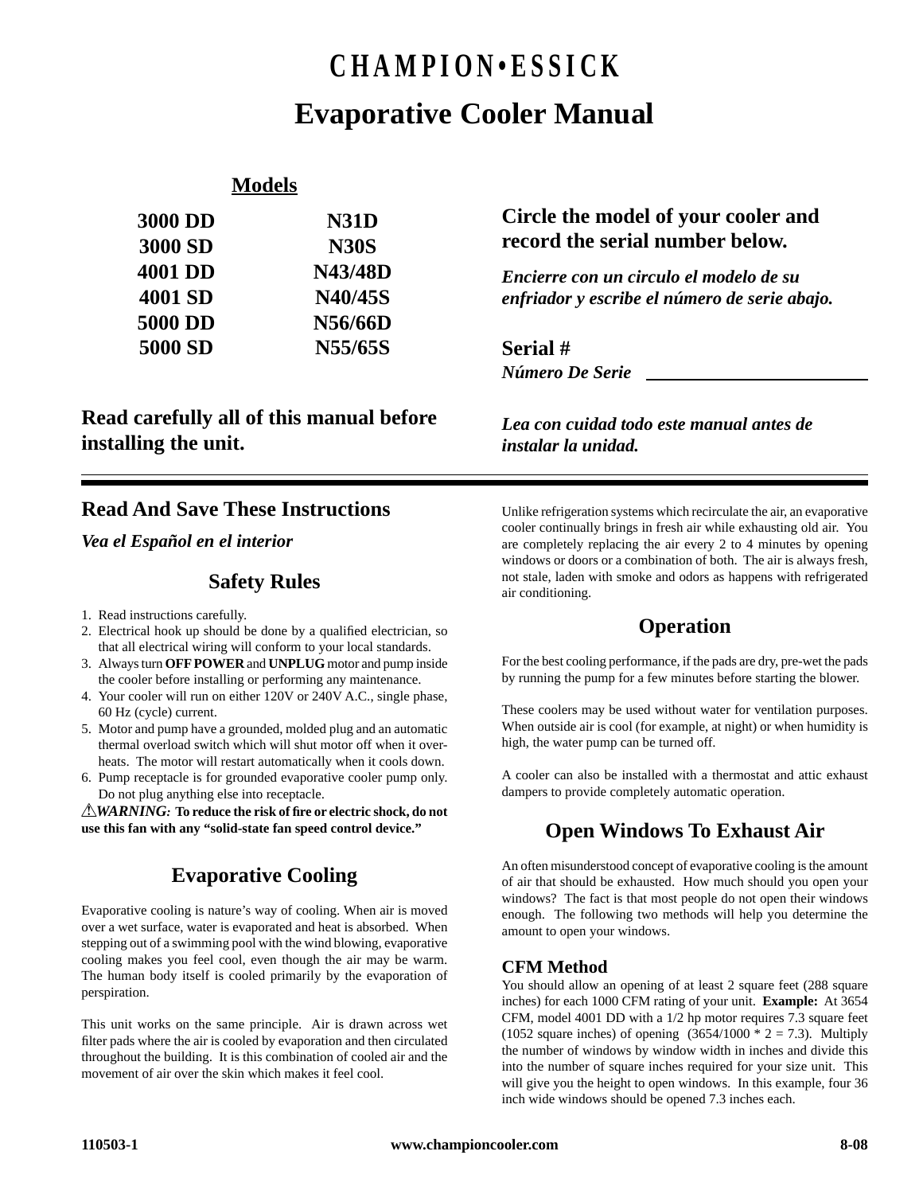# CHAMPION•ESSICK

# Evaporative Cooler Manual

**Models**

| | |
|---|---|
| **3000 DD** | **N31D** |
| **3000 SD** | **N30S** |
| **4001 DD** | **N43/48D** |
| **4001 SD** | **N40/45S** |
| **5000 DD** | **N56/66D** |
| **5000 SD** | **N55/65S** |

**Circle the model of your cooler and record the serial number below.**

***Encierre con un circulo el modelo de su enfriador y escribe el número de serie abajo.***

**Serial #**
***Número De Serie*** ________________________

**Read carefully all of this manual before installing the unit.**

***Lea con cuidad todo este manual antes de instalar la unidad.***

---

## Read And Save These Instructions

***Vea el Español en el interior***

## Safety Rules

1. Read instructions carefully.
2. Electrical hook up should be done by a qualified electrician, so that all electrical wiring will conform to your local standards.
3. Always turn **OFF POWER** and **UNPLUG** motor and pump inside the cooler before installing or performing any maintenance.
4. Your cooler will run on either 120V or 240V A.C., single phase, 60 Hz (cycle) current.
5. Motor and pump have a grounded, molded plug and an automatic thermal overload switch which will shut motor off when it overheats. The motor will restart automatically when it cools down.
6. Pump receptacle is for grounded evaporative cooler pump only. Do not plug anything else into receptacle.

⚠***WARNING:*** **To reduce the risk of fire or electric shock, do not use this fan with any "solid-state fan speed control device."**

## Evaporative Cooling

Evaporative cooling is nature's way of cooling. When air is moved over a wet surface, water is evaporated and heat is absorbed. When stepping out of a swimming pool with the wind blowing, evaporative cooling makes you feel cool, even though the air may be warm. The human body itself is cooled primarily by the evaporation of perspiration.

This unit works on the same principle. Air is drawn across wet filter pads where the air is cooled by evaporation and then circulated throughout the building. It is this combination of cooled air and the movement of air over the skin which makes it feel cool.

Unlike refrigeration systems which recirculate the air, an evaporative cooler continually brings in fresh air while exhausting old air. You are completely replacing the air every 2 to 4 minutes by opening windows or doors or a combination of both. The air is always fresh, not stale, laden with smoke and odors as happens with refrigerated air conditioning.

## Operation

For the best cooling performance, if the pads are dry, pre-wet the pads by running the pump for a few minutes before starting the blower.

These coolers may be used without water for ventilation purposes. When outside air is cool (for example, at night) or when humidity is high, the water pump can be turned off.

A cooler can also be installed with a thermostat and attic exhaust dampers to provide completely automatic operation.

## Open Windows To Exhaust Air

An often misunderstood concept of evaporative cooling is the amount of air that should be exhausted. How much should you open your windows? The fact is that most people do not open their windows enough. The following two methods will help you determine the amount to open your windows.

### CFM Method

You should allow an opening of at least 2 square feet (288 square inches) for each 1000 CFM rating of your unit. **Example:** At 3654 CFM, model 4001 DD with a 1/2 hp motor requires 7.3 square feet (1052 square inches) of opening (3654/1000 * 2 = 7.3). Multiply the number of windows by window width in inches and divide this into the number of square inches required for your size unit. This will give you the height to open windows. In this example, four 36 inch wide windows should be opened 7.3 inches each.

110503-1 www.championcooler.com 8-08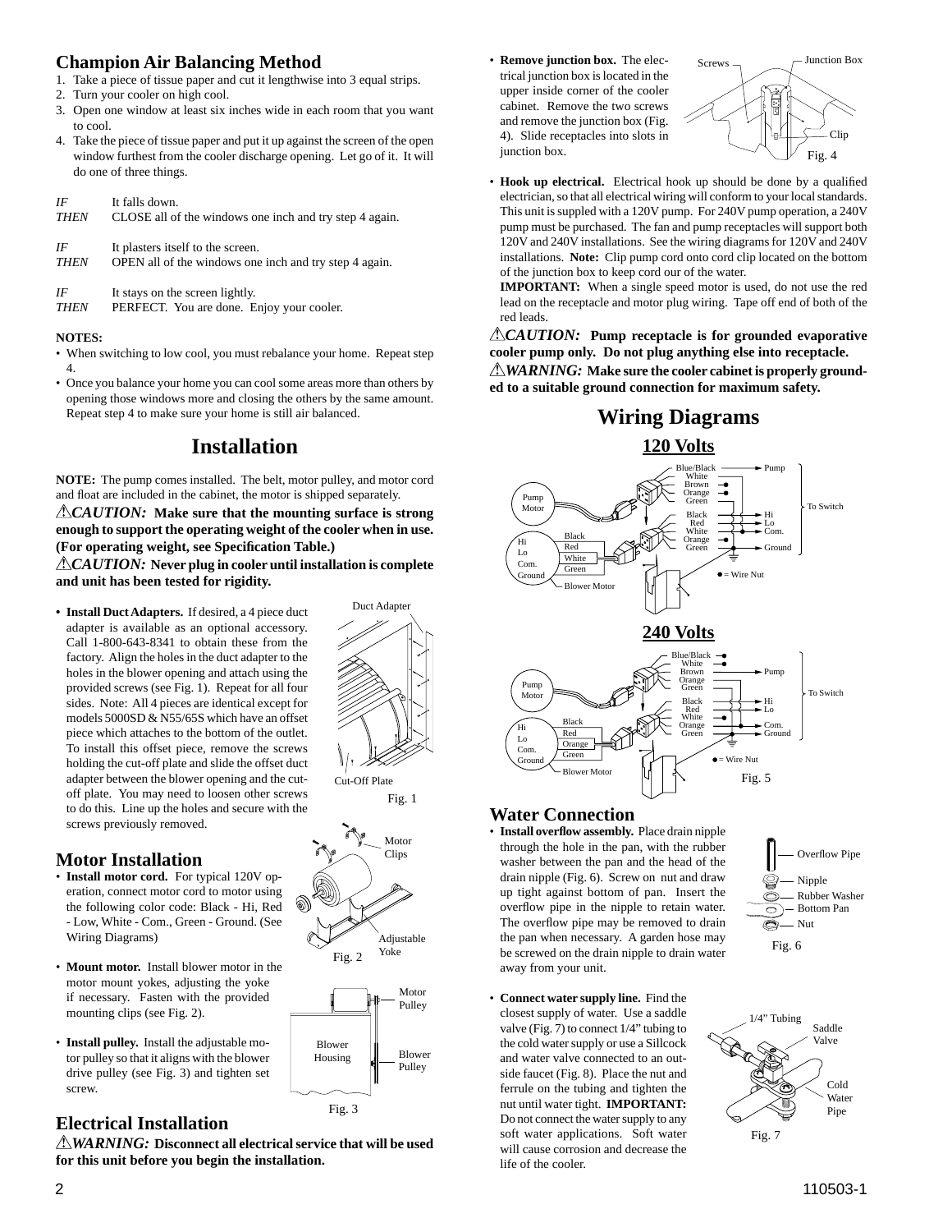## Champion Air Balancing Method

1. Take a piece of tissue paper and cut it lengthwise into 3 equal strips.
2. Turn your cooler on high cool.
3. Open one window at least six inches wide in each room that you want to cool.
4. Take the piece of tissue paper and put it up against the screen of the open window furthest from the cooler discharge opening. Let go of it. It will do one of three things.

*IF* It falls down.
*THEN* CLOSE all of the windows one inch and try step 4 again.

*IF* It plasters itself to the screen.
*THEN* OPEN all of the windows one inch and try step 4 again.

*IF* It stays on the screen lightly.
*THEN* PERFECT. You are done. Enjoy your cooler.

**NOTES:**

- When switching to low cool, you must rebalance your home. Repeat step 4.
- Once you balance your home you can cool some areas more than others by opening those windows more and closing the others by the same amount. Repeat step 4 to make sure your home is still air balanced.

# Installation

**NOTE:** The pump comes installed. The belt, motor pulley, and motor cord and float are included in the cabinet, the motor is shipped separately.

⚠***CAUTION:* Make sure that the mounting surface is strong enough to support the operating weight of the cooler when in use. (For operating weight, see Specification Table.)**

⚠***CAUTION:* Never plug in cooler until installation is complete and unit has been tested for rigidity.**

- **Install Duct Adapters.** If desired, a 4 piece duct adapter is available as an optional accessory. Call 1-800-643-8341 to obtain these from the factory. Align the holes in the duct adapter to the holes in the blower opening and attach using the provided screws (see Fig. 1). Repeat for all four sides. Note: All 4 pieces are identical except for models 5000SD & N55/65S which have an offset piece which attaches to the bottom of the outlet. To install this offset piece, remove the screws holding the cut-off plate and slide the offset duct adapter between the blower opening and the cut-off plate. You may need to loosen other screws to do this. Line up the holes and secure with the screws previously removed.

Duct Adapter
Cut-Off Plate
Fig. 1

## Motor Installation

- **Install motor cord.** For typical 120V operation, connect motor cord to motor using the following color code: Black - Hi, Red - Low, White - Com., Green - Ground. (See Wiring Diagrams)
- **Mount motor.** Install blower motor in the motor mount yokes, adjusting the yoke if necessary. Fasten with the provided mounting clips (see Fig. 2).
- **Install pulley.** Install the adjustable motor pulley so that it aligns with the blower drive pulley (see Fig. 3) and tighten set screw.

Motor Clips
Adjustable Yoke
Fig. 2

Motor Pulley
Blower Housing
Blower Pulley
Fig. 3

## Electrical Installation

⚠***WARNING:* Disconnect all electrical service that will be used for this unit before you begin the installation.**

- **Remove junction box.** The electrical junction box is located in the upper inside corner of the cooler cabinet. Remove the two screws and remove the junction box (Fig. 4). Slide receptacles into slots in junction box.

Screws
Junction Box
Clip
Fig. 4

- **Hook up electrical.** Electrical hook up should be done by a qualified electrician, so that all electrical wiring will conform to your local standards. This unit is suppled with a 120V pump. For 240V pump operation, a 240V pump must be purchased. The fan and pump receptacles will support both 120V and 240V installations. See the wiring diagrams for 120V and 240V installations. **Note:** Clip pump cord onto cord clip located on the bottom of the junction box to keep cord our of the water.
  **IMPORTANT:** When a single speed motor is used, do not use the red lead on the receptacle and motor plug wiring. Tape off end of both of the red leads.

⚠***CAUTION:* Pump receptacle is for grounded evaporative cooler pump only. Do not plug anything else into receptacle.**

⚠***WARNING:* Make sure the cooler cabinet is properly grounded to a suitable ground connection for maximum safety.**

# Wiring Diagrams

### 120 Volts

Pump Motor — Blue/Black, White, Brown, Orange, Green — Pump
Black, Red, White, Orange, Green — Hi, Lo, Com., Ground — To Switch
Hi, Lo, Com., Ground — Black, Red, White, Green — Blower Motor
● = Wire Nut

### 240 Volts

Pump Motor — Blue/Black, White, Brown, Orange, Green — Pump
Black, Red, White, Orange, Green — Hi, Lo, Com., Ground — To Switch
Hi, Lo, Com., Ground — Black, Red, Orange, Green — Blower Motor
● = Wire Nut
Fig. 5

## Water Connection

- **Install overflow assembly.** Place drain nipple through the hole in the pan, with the rubber washer between the pan and the head of the drain nipple (Fig. 6). Screw on nut and draw up tight against bottom of pan. Insert the overflow pipe in the nipple to retain water. The overflow pipe may be removed to drain the pan when necessary. A garden hose may be screwed on the drain nipple to drain water away from your unit.

Overflow Pipe
Nipple
Rubber Washer
Bottom Pan
Nut
Fig. 6

- **Connect water supply line.** Find the closest supply of water. Use a saddle valve (Fig. 7) to connect 1/4" tubing to the cold water supply or use a Sillcock and water valve connected to an outside faucet (Fig. 8). Place the nut and ferrule on the tubing and tighten the nut until water tight. **IMPORTANT:** Do not connect the water supply to any soft water applications. Soft water will cause corrosion and decrease the life of the cooler.

1/4" Tubing
Saddle Valve
Cold Water Pipe
Fig. 7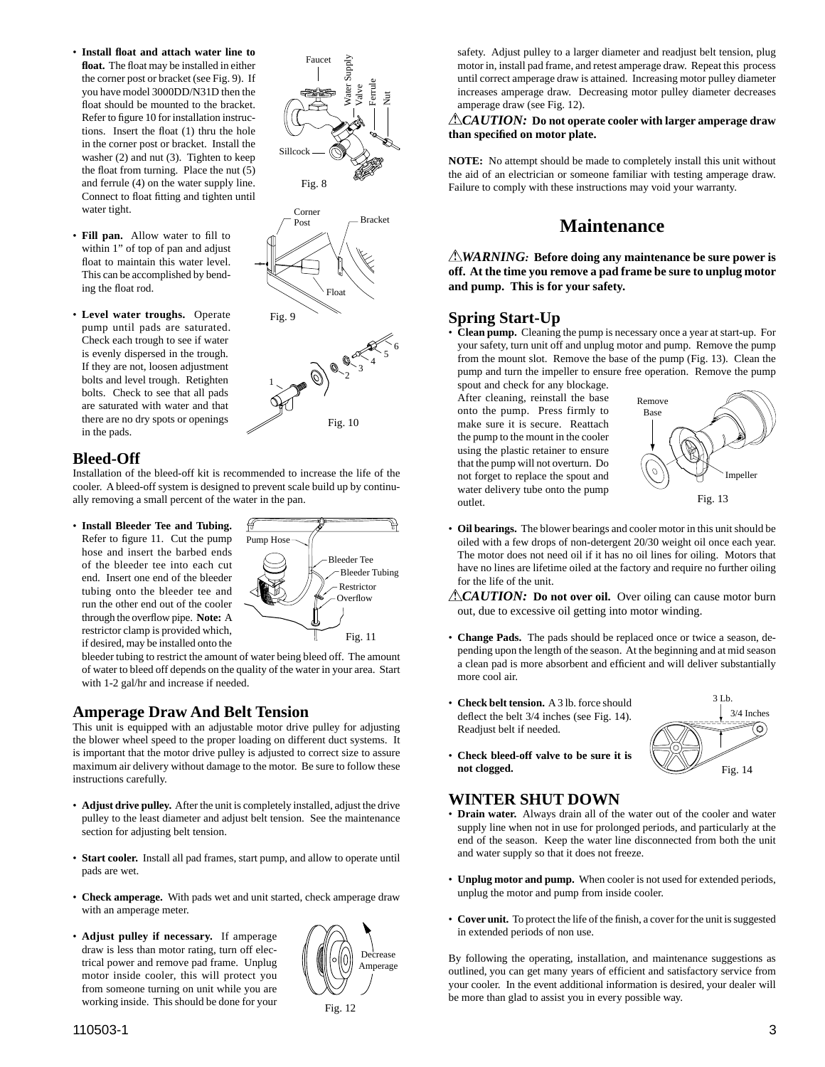- **Install float and attach water line to float.** The float may be installed in either the corner post or bracket (see Fig. 9). If you have model 3000DD/N31D then the float should be mounted to the bracket. Refer to figure 10 for installation instructions. Insert the float (1) thru the hole in the corner post or bracket. Install the washer (2) and nut (3). Tighten to keep the float from turning. Place the nut (5) and ferrule (4) on the water supply line. Connect to float fitting and tighten until water tight.

Fig. 8

- **Fill pan.** Allow water to fill to within 1" of top of pan and adjust float to maintain this water level. This can be accomplished by bending the float rod.

Fig. 9

- **Level water troughs.** Operate pump until pads are saturated. Check each trough to see if water is evenly dispersed in the trough. If they are not, loosen adjustment bolts and level trough. Retighten bolts. Check to see that all pads are saturated with water and that there are no dry spots or openings in the pads.

Fig. 10

## Bleed-Off

Installation of the bleed-off kit is recommended to increase the life of the cooler. A bleed-off system is designed to prevent scale build up by continually removing a small percent of the water in the pan.

- **Install Bleeder Tee and Tubing.** Refer to figure 11. Cut the pump hose and insert the barbed ends of the bleeder tee into each cut end. Insert one end of the bleeder tubing onto the bleeder tee and run the other end out of the cooler through the overflow pipe. **Note:** A restrictor clamp is provided which, if desired, may be installed onto the bleeder tubing to restrict the amount of water being bleed off. The amount of water to bleed off depends on the quality of the water in your area. Start with 1-2 gal/hr and increase if needed.

Fig. 11

## Amperage Draw And Belt Tension

This unit is equipped with an adjustable motor drive pulley for adjusting the blower wheel speed to the proper loading on different duct systems. It is important that the motor drive pulley is adjusted to correct size to assure maximum air delivery without damage to the motor. Be sure to follow these instructions carefully.

- **Adjust drive pulley.** After the unit is completely installed, adjust the drive pulley to the least diameter and adjust belt tension. See the maintenance section for adjusting belt tension.

- **Start cooler.** Install all pad frames, start pump, and allow to operate until pads are wet.

- **Check amperage.** With pads wet and unit started, check amperage draw with an amperage meter.

- **Adjust pulley if necessary.** If amperage draw is less than motor rating, turn off electrical power and remove pad frame. Unplug motor inside cooler, this will protect you from someone turning on unit while you are working inside. This should be done for your safety. Adjust pulley to a larger diameter and readjust belt tension, plug motor in, install pad frame, and retest amperage draw. Repeat this process until correct amperage draw is attained. Increasing motor pulley diameter increases amperage draw. Decreasing motor pulley diameter decreases amperage draw (see Fig. 12).

Fig. 12

⚠ ***CAUTION:*** **Do not operate cooler with larger amperage draw than specified on motor plate.**

**NOTE:** No attempt should be made to completely install this unit without the aid of an electrician or someone familiar with testing amperage draw. Failure to comply with these instructions may void your warranty.

# Maintenance

⚠ ***WARNING:*** **Before doing any maintenance be sure power is off. At the time you remove a pad frame be sure to unplug motor and pump. This is for your safety.**

## Spring Start-Up

- **Clean pump.** Cleaning the pump is necessary once a year at start-up. For your safety, turn unit off and unplug motor and pump. Remove the pump from the mount slot. Remove the base of the pump (Fig. 13). Clean the pump and turn the impeller to ensure free operation. Remove the pump spout and check for any blockage. After cleaning, reinstall the base onto the pump. Press firmly to make sure it is secure. Reattach the pump to the mount in the cooler using the plastic retainer to ensure that the pump will not overturn. Do not forget to replace the spout and water delivery tube onto the pump outlet.

Fig. 13

- **Oil bearings.** The blower bearings and cooler motor in this unit should be oiled with a few drops of non-detergent 20/30 weight oil once each year. The motor does not need oil if it has no oil lines for oiling. Motors that have no lines are lifetime oiled at the factory and require no further oiling for the life of the unit.

⚠ ***CAUTION:*** **Do not over oil.** Over oiling can cause motor burn out, due to excessive oil getting into motor winding.

- **Change Pads.** The pads should be replaced once or twice a season, depending upon the length of the season. At the beginning and at mid season a clean pad is more absorbent and efficient and will deliver substantially more cool air.

- **Check belt tension.** A 3 lb. force should deflect the belt 3/4 inches (see Fig. 14). Readjust belt if needed.

- **Check bleed-off valve to be sure it is not clogged.**

Fig. 14

## WINTER SHUT DOWN

- **Drain water.** Always drain all of the water out of the cooler and water supply line when not in use for prolonged periods, and particularly at the end of the season. Keep the water line disconnected from both the unit and water supply so that it does not freeze.

- **Unplug motor and pump.** When cooler is not used for extended periods, unplug the motor and pump from inside cooler.

- **Cover unit.** To protect the life of the finish, a cover for the unit is suggested in extended periods of non use.

By following the operating, installation, and maintenance suggestions as outlined, you can get many years of efficient and satisfactory service from your cooler. In the event additional information is desired, your dealer will be more than glad to assist you in every possible way.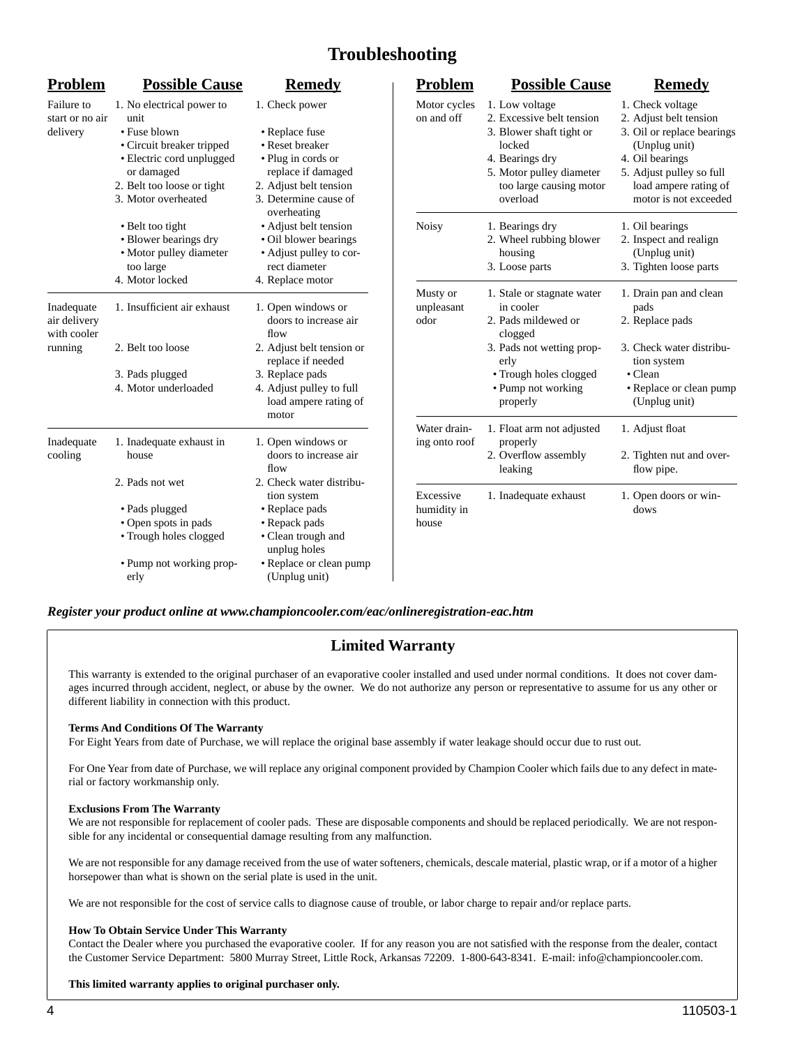# Troubleshooting

| Problem | Possible Cause | Remedy |
|---|---|---|
| Failure to start or no air delivery | 1. No electrical power to unit | 1. Check power |
| | • Fuse blown | • Replace fuse |
| | • Circuit breaker tripped | • Reset breaker |
| | • Electric cord unplugged or damaged | • Plug in cords or replace if damaged |
| | 2. Belt too loose or tight | 2. Adjust belt tension |
| | 3. Motor overheated | 3. Determine cause of overheating |
| | • Belt too tight | • Adjust belt tension |
| | • Blower bearings dry | • Oil blower bearings |
| | • Motor pulley diameter too large | • Adjust pulley to correct diameter |
| | 4. Motor locked | 4. Replace motor |
| Inadequate air delivery with cooler running | 1. Insufficient air exhaust | 1. Open windows or doors to increase air flow |
| | 2. Belt too loose | 2. Adjust belt tension or replace if needed |
| | 3. Pads plugged | 3. Replace pads |
| | 4. Motor underloaded | 4. Adjust pulley to full load ampere rating of motor |
| Inadequate cooling | 1. Inadequate exhaust in house | 1. Open windows or doors to increase air flow |
| | 2. Pads not wet | 2. Check water distribution system |
| | • Pads plugged | • Replace pads |
| | • Open spots in pads | • Repack pads |
| | • Trough holes clogged | • Clean trough and unplug holes |
| | • Pump not working properly | • Replace or clean pump (Unplug unit) |
| Motor cycles on and off | 1. Low voltage | 1. Check voltage |
| | 2. Excessive belt tension | 2. Adjust belt tension |
| | 3. Blower shaft tight or locked | 3. Oil or replace bearings (Unplug unit) |
| | 4. Bearings dry | 4. Oil bearings |
| | 5. Motor pulley diameter too large causing motor overload | 5. Adjust pulley so full load ampere rating of motor is not exceeded |
| Noisy | 1. Bearings dry | 1. Oil bearings |
| | 2. Wheel rubbing blower housing | 2. Inspect and realign (Unplug unit) |
| | 3. Loose parts | 3. Tighten loose parts |
| Musty or unpleasant odor | 1. Stale or stagnate water in cooler | 1. Drain pan and clean pads |
| | 2. Pads mildewed or clogged | 2. Replace pads |
| | 3. Pads not wetting properly | 3. Check water distribution system |
| | • Trough holes clogged | • Clean |
| | • Pump not working properly | • Replace or clean pump (Unplug unit) |
| Water draining onto roof | 1. Float arm not adjusted properly | 1. Adjust float |
| | 2. Overflow assembly leaking | 2. Tighten nut and overflow pipe. |
| Excessive humidity in house | 1. Inadequate exhaust | 1. Open doors or windows |

***Register your product online at www.championcooler.com/eac/onlineregistration-eac.htm***

## Limited Warranty

This warranty is extended to the original purchaser of an evaporative cooler installed and used under normal conditions. It does not cover damages incurred through accident, neglect, or abuse by the owner. We do not authorize any person or representative to assume for us any other or different liability in connection with this product.

**Terms And Conditions Of The Warranty**
For Eight Years from date of Purchase, we will replace the original base assembly if water leakage should occur due to rust out.

For One Year from date of Purchase, we will replace any original component provided by Champion Cooler which fails due to any defect in material or factory workmanship only.

**Exclusions From The Warranty**
We are not responsible for replacement of cooler pads. These are disposable components and should be replaced periodically. We are not responsible for any incidental or consequential damage resulting from any malfunction.

We are not responsible for any damage received from the use of water softeners, chemicals, descale material, plastic wrap, or if a motor of a higher horsepower than what is shown on the serial plate is used in the unit.

We are not responsible for the cost of service calls to diagnose cause of trouble, or labor charge to repair and/or replace parts.

**How To Obtain Service Under This Warranty**
Contact the Dealer where you purchased the evaporative cooler. If for any reason you are not satisfied with the response from the dealer, contact the Customer Service Department: 5800 Murray Street, Little Rock, Arkansas 72209. 1-800-643-8341. E-mail: info@championcooler.com.

**This limited warranty applies to original purchaser only.**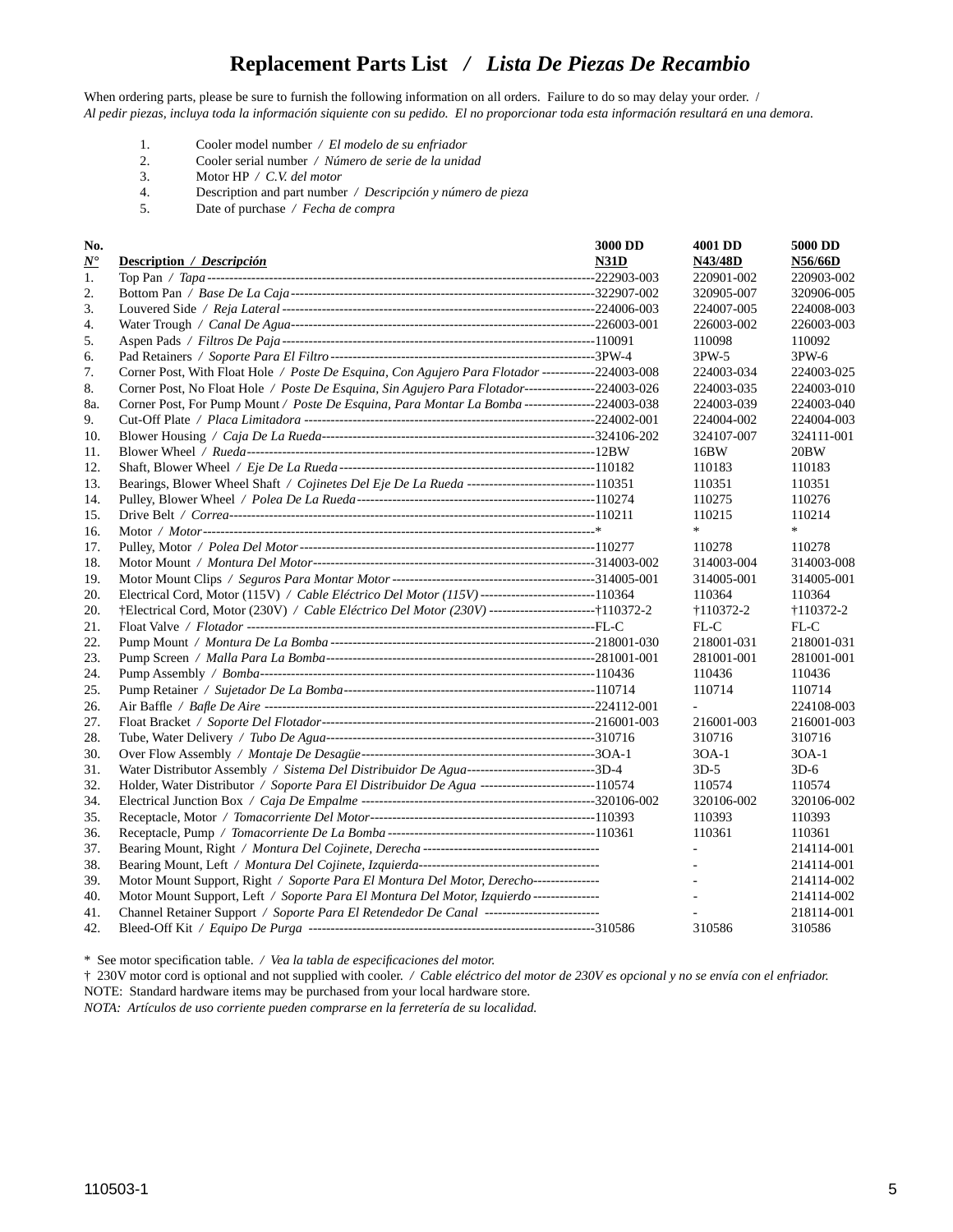# Replacement Parts List / *Lista De Piezas De Recambio*

When ordering parts, please be sure to furnish the following information on all orders. Failure to do so may delay your order. /
*Al pedir piezas, incluya toda la información siguiente con su pedido. El no proporcionar toda esta información resultará en una demora.*

1. Cooler model number / *El modelo de su enfriador*
2. Cooler serial number / *Número de serie de la unidad*
3. Motor HP / *C.V. del motor*
4. Description and part number / *Descripción y número de pieza*
5. Date of purchase / *Fecha de compra*

| No. N° | Description / *Descripción* | 3000 DD N31D | 4001 DD N43/48D | 5000 DD N56/66D |
|---|---|---|---|---|
| 1. | Top Pan / *Tapa* | 222903-003 | 220901-002 | 220903-002 |
| 2. | Bottom Pan / *Base De La Caja* | 322907-002 | 320905-007 | 320906-005 |
| 3. | Louvered Side / *Reja Lateral* | 224006-003 | 224007-005 | 224008-003 |
| 4. | Water Trough / *Canal De Agua* | 226003-001 | 226003-002 | 226003-003 |
| 5. | Aspen Pads / *Filtros De Paja* | 110091 | 110098 | 110092 |
| 6. | Pad Retainers / *Soporte Para El Filtro* | 3PW-4 | 3PW-5 | 3PW-6 |
| 7. | Corner Post, With Float Hole / *Poste De Esquina, Con Agujero Para Flotador* | 224003-008 | 224003-034 | 224003-025 |
| 8. | Corner Post, No Float Hole / *Poste De Esquina, Sin Agujero Para Flotador* | 224003-026 | 224003-035 | 224003-010 |
| 8a. | Corner Post, For Pump Mount / *Poste De Esquina, Para Montar La Bomba* | 224003-038 | 224003-039 | 224003-040 |
| 9. | Cut-Off Plate / *Placa Limitadora* | 224002-001 | 224004-002 | 224004-003 |
| 10. | Blower Housing / *Caja De La Rueda* | 324106-202 | 324107-007 | 324111-001 |
| 11. | Blower Wheel / *Rueda* | 12BW | 16BW | 20BW |
| 12. | Shaft, Blower Wheel / *Eje De La Rueda* | 110182 | 110183 | 110183 |
| 13. | Bearings, Blower Wheel Shaft / *Cojinetes Del Eje De La Rueda* | 110351 | 110351 | 110351 |
| 14. | Pulley, Blower Wheel / *Polea De La Rueda* | 110274 | 110275 | 110276 |
| 15. | Drive Belt / *Correa* | 110211 | 110215 | 110214 |
| 16. | Motor / *Motor* | * | * | * |
| 17. | Pulley, Motor / *Polea Del Motor* | 110277 | 110278 | 110278 |
| 18. | Motor Mount / *Montura Del Motor* | 314003-002 | 314003-004 | 314003-008 |
| 19. | Motor Mount Clips / *Seguros Para Montar Motor* | 314005-001 | 314005-001 | 314005-001 |
| 20. | Electrical Cord, Motor (115V) / *Cable Eléctrico Del Motor (115V)* | 110364 | 110364 | 110364 |
| 20. | †Electrical Cord, Motor (230V) / *Cable Eléctrico Del Motor (230V)* | †110372-2 | †110372-2 | †110372-2 |
| 21. | Float Valve / *Flotador* | FL-C | FL-C | FL-C |
| 22. | Pump Mount / *Montura De La Bomba* | 218001-030 | 218001-031 | 218001-031 |
| 23. | Pump Screen / *Malla Para La Bomba* | 281001-001 | 281001-001 | 281001-001 |
| 24. | Pump Assembly / *Bomba* | 110436 | 110436 | 110436 |
| 25. | Pump Retainer / *Sujetador De La Bomba* | 110714 | 110714 | 110714 |
| 26. | Air Baffle / *Bafle De Aire* | 224112-001 | - | 224108-003 |
| 27. | Float Bracket / *Soporte Del Flotador* | 216001-003 | 216001-003 | 216001-003 |
| 28. | Tube, Water Delivery / *Tubo De Agua* | 310716 | 310716 | 310716 |
| 30. | Over Flow Assembly / *Montaje De Desagüe* | 3OA-1 | 3OA-1 | 3OA-1 |
| 31. | Water Distributor Assembly / *Sistema Del Distribuidor De Agua* | 3D-4 | 3D-5 | 3D-6 |
| 32. | Holder, Water Distributor / *Soporte Para El Distribuidor De Agua* | 110574 | 110574 | 110574 |
| 34. | Electrical Junction Box / *Caja De Empalme* | 320106-002 | 320106-002 | 320106-002 |
| 35. | Receptacle, Motor / *Tomacorriente Del Motor* | 110393 | 110393 | 110393 |
| 36. | Receptacle, Pump / *Tomacorriente De La Bomba* | 110361 | 110361 | 110361 |
| 37. | Bearing Mount, Right / *Montura Del Cojinete, Derecha* | | - | 214114-001 |
| 38. | Bearing Mount, Left / *Montura Del Cojinete, Izquierda* | | - | 214114-001 |
| 39. | Motor Mount Support, Right / *Soporte Para El Montura Del Motor, Derecho* | | - | 214114-002 |
| 40. | Motor Mount Support, Left / *Soporte Para El Montura Del Motor, Izquierdo* | | - | 214114-002 |
| 41. | Channel Retainer Support / *Soporte Para El Retendedor De Canal* | | - | 218114-001 |
| 42. | Bleed-Off Kit / *Equipo De Purga* | 310586 | 310586 | 310586 |

\* See motor specification table. / *Vea la tabla de especificaciones del motor.*

† 230V motor cord is optional and not supplied with cooler. / *Cable eléctrico del motor de 230V es opcional y no se envía con el enfriador.*

NOTE: Standard hardware items may be purchased from your local hardware store.

*NOTA: Artículos de uso corriente pueden comprarse en la ferretería de su localidad.*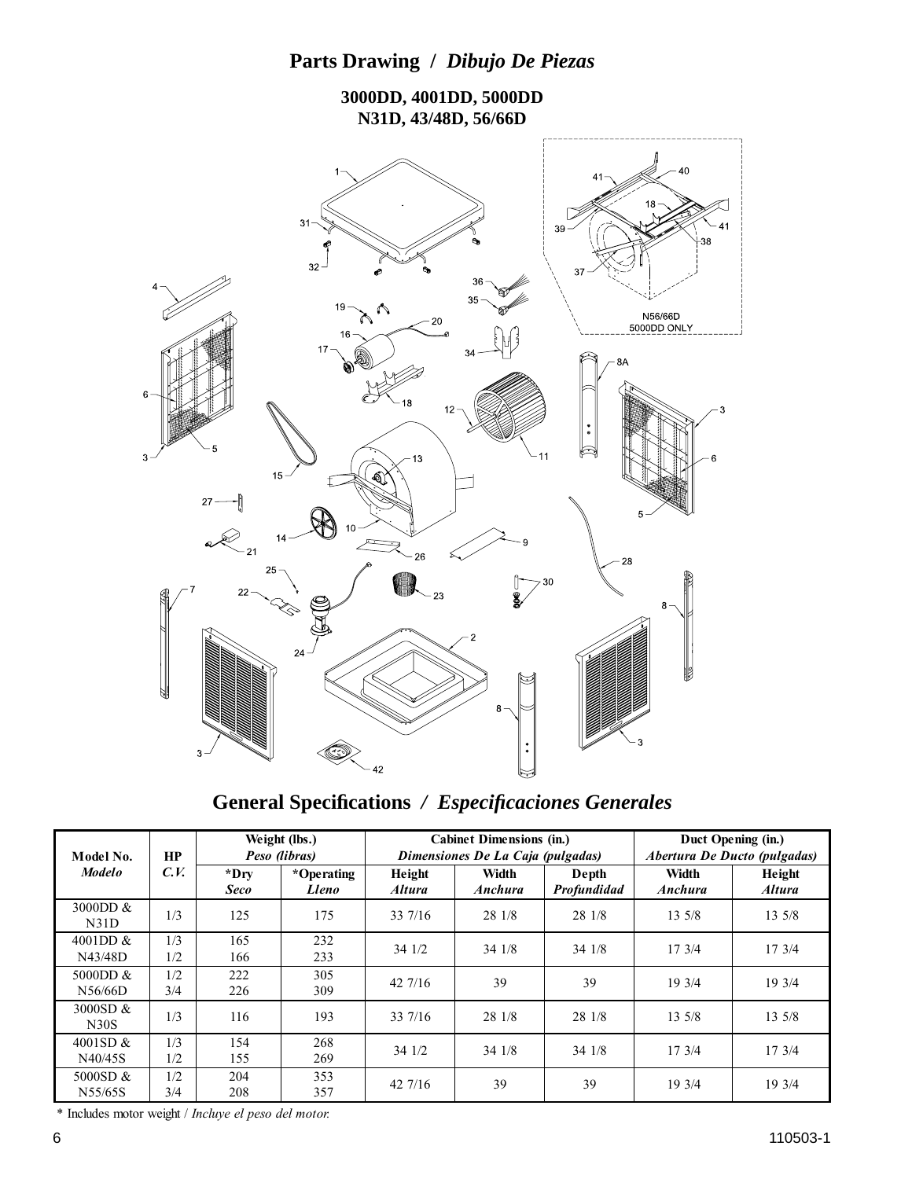## Parts Drawing / *Dibujo De Piezas*

### 3000DD, 4001DD, 5000DD
### N31D, 43/48D, 56/66D

N56/66D
5000DD ONLY

## General Specifications / *Especificaciones Generales*

| Model No. *Modelo* | HP *C.V.* | Weight (lbs.) *Peso (libras)* | | Cabinet Dimensions (in.) *Dimensiones De La Caja (pulgadas)* | | | Duct Opening (in.) *Abertura De Ducto (pulgadas)* | |
|---|---|---|---|---|---|---|---|---|
| | | *Dry *Seco* | *Operating *Lleno* | Height *Altura* | Width *Anchura* | Depth *Profundidad* | Width *Anchura* | Height *Altura* |
| 3000DD & N31D | 1/3 | 125 | 175 | 33 7/16 | 28 1/8 | 28 1/8 | 13 5/8 | 13 5/8 |
| 4001DD & N43/48D | 1/3<br>1/2 | 165<br>166 | 232<br>233 | 34 1/2 | 34 1/8 | 34 1/8 | 17 3/4 | 17 3/4 |
| 5000DD & N56/66D | 1/2<br>3/4 | 222<br>226 | 305<br>309 | 42 7/16 | 39 | 39 | 19 3/4 | 19 3/4 |
| 3000SD & N30S | 1/3 | 116 | 193 | 33 7/16 | 28 1/8 | 28 1/8 | 13 5/8 | 13 5/8 |
| 4001SD & N40/45S | 1/3<br>1/2 | 154<br>155 | 268<br>269 | 34 1/2 | 34 1/8 | 34 1/8 | 17 3/4 | 17 3/4 |
| 5000SD & N55/65S | 1/2<br>3/4 | 204<br>208 | 353<br>357 | 42 7/16 | 39 | 39 | 19 3/4 | 19 3/4 |

\* Includes motor weight / *Incluye el peso del motor.*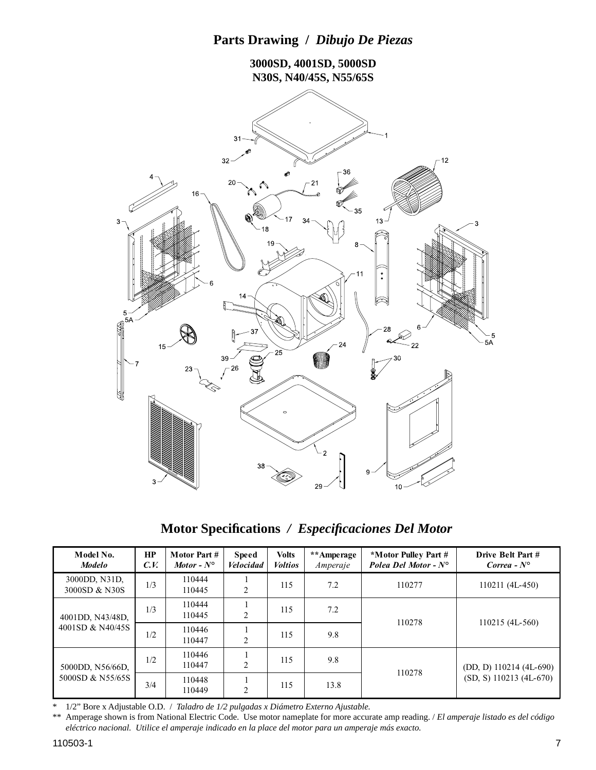# Parts Drawing / *Dibujo De Piezas*

**3000SD, 4001SD, 5000SD**
**N30S, N40/45S, N55/65S**

## Motor Specifications / *Especificaciones Del Motor*

| Model No. *Modelo* | HP *C.V.* | Motor Part # *Motor - N°* | Speed *Velocidad* | Volts *Voltios* | **Amperage *Amperaje* | *Motor Pulley Part # *Polea Del Motor - N°* | Drive Belt Part # *Correa - N°* |
|---|---|---|---|---|---|---|---|
| 3000DD, N31D, 3000SD & N30S | 1/3 | 110444 110445 | 1 2 | 115 | 7.2 | 110277 | 110211 (4L-450) |
| 4001DD, N43/48D, 4001SD & N40/45S | 1/3 | 110444 110445 | 1 2 | 115 | 7.2 | 110278 | 110215 (4L-560) |
| | 1/2 | 110446 110447 | 1 2 | 115 | 9.8 | | |
| 5000DD, N56/66D, 5000SD & N55/65S | 1/2 | 110446 110447 | 1 2 | 115 | 9.8 | 110278 | (DD, D) 110214 (4L-690) (SD, S) 110213 (4L-670) |
| | 3/4 | 110448 110449 | 1 2 | 115 | 13.8 | | |

\* 1/2" Bore x Adjustable O.D. / *Taladro de 1/2 pulgadas x Diámetro Externo Ajustable.*

** Amperage shown is from National Electric Code. Use motor nameplate for more accurate amp reading. / *El amperaje listado es del código eléctrico nacional. Utilice el amperaje indicado en la place del motor para un amperaje más exacto.*

110503-1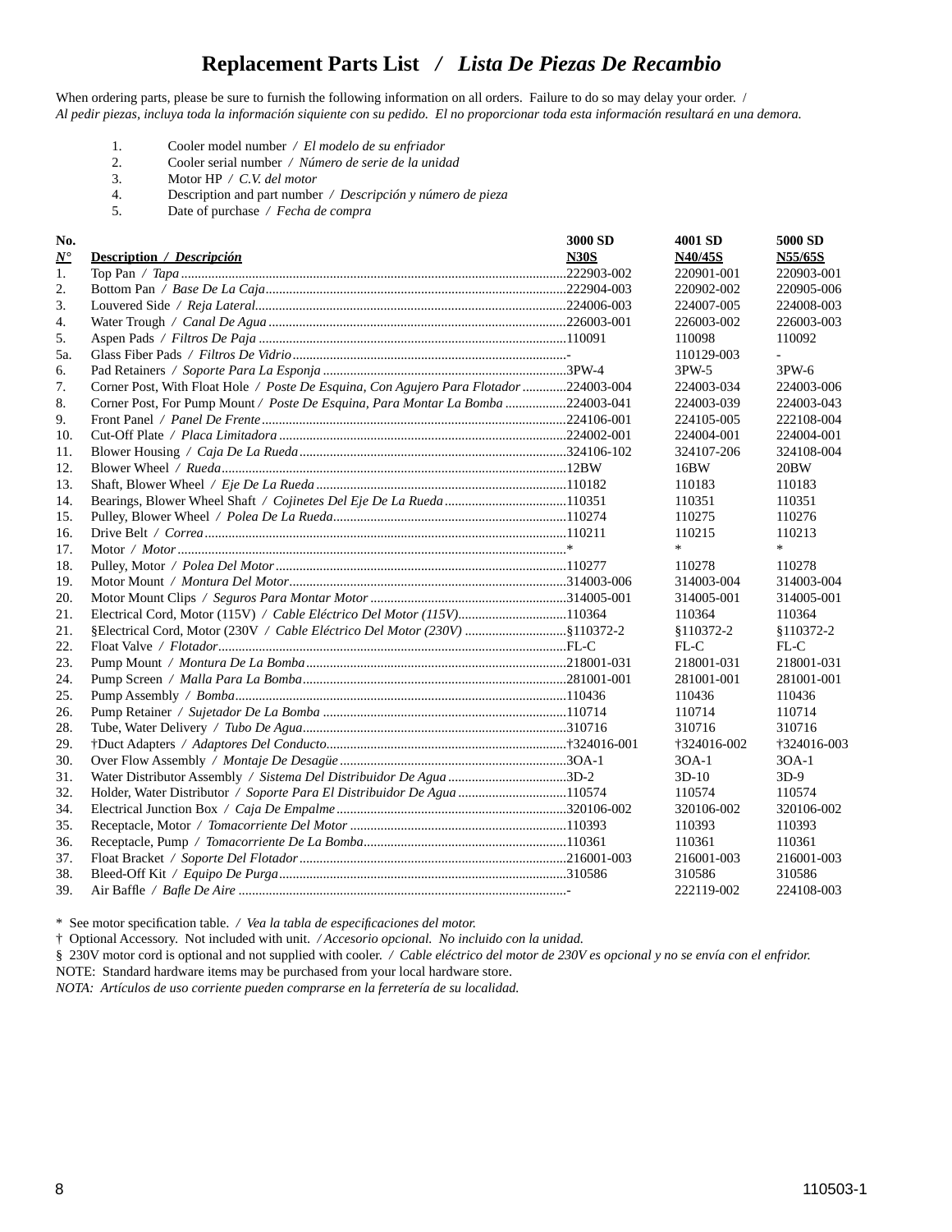# Replacement Parts List / *Lista De Piezas De Recambio*

When ordering parts, please be sure to furnish the following information on all orders. Failure to do so may delay your order. /
*Al pedir piezas, incluya toda la información siguiente con su pedido. El no proporcionar toda esta información resultará en una demora.*

1. Cooler model number / *El modelo de su enfriador*
2. Cooler serial number / *Número de serie de la unidad*
3. Motor HP / *C.V. del motor*
4. Description and part number / *Descripción y número de pieza*
5. Date of purchase / *Fecha de compra*

| No. / *N°* | Description / *Descripción* | 3000 SD N30S | 4001 SD N40/45S | 5000 SD N55/65S |
|---|---|---|---|---|
| 1. | Top Pan / *Tapa* | 222903-002 | 220901-001 | 220903-001 |
| 2. | Bottom Pan / *Base De La Caja* | 222904-003 | 220902-002 | 220905-006 |
| 3. | Louvered Side / *Reja Lateral* | 224006-003 | 224007-005 | 224008-003 |
| 4. | Water Trough / *Canal De Agua* | 226003-001 | 226003-002 | 226003-003 |
| 5. | Aspen Pads / *Filtros De Paja* | 110091 | 110098 | 110092 |
| 5a. | Glass Fiber Pads / *Filtros De Vidrio* | - | 110129-003 | - |
| 6. | Pad Retainers / *Soporte Para La Esponja* | 3PW-4 | 3PW-5 | 3PW-6 |
| 7. | Corner Post, With Float Hole / *Poste De Esquina, Con Agujero Para Flotador* | 224003-004 | 224003-034 | 224003-006 |
| 8. | Corner Post, For Pump Mount / *Poste De Esquina, Para Montar La Bomba* | 224003-041 | 224003-039 | 224003-043 |
| 9. | Front Panel / *Panel De Frente* | 224106-001 | 224105-005 | 222108-004 |
| 10. | Cut-Off Plate / *Placa Limitadora* | 224002-001 | 224004-001 | 224004-001 |
| 11. | Blower Housing / *Caja De La Rueda* | 324106-102 | 324107-206 | 324108-004 |
| 12. | Blower Wheel / *Rueda* | 12BW | 16BW | 20BW |
| 13. | Shaft, Blower Wheel / *Eje De La Rueda* | 110182 | 110183 | 110183 |
| 14. | Bearings, Blower Wheel Shaft / *Cojinetes Del Eje De La Rueda* | 110351 | 110351 | 110351 |
| 15. | Pulley, Blower Wheel / *Polea De La Rueda* | 110274 | 110275 | 110276 |
| 16. | Drive Belt / *Correa* | 110211 | 110215 | 110213 |
| 17. | Motor / *Motor* | * | * | * |
| 18. | Pulley, Motor / *Polea Del Motor* | 110277 | 110278 | 110278 |
| 19. | Motor Mount / *Montura Del Motor* | 314003-006 | 314003-004 | 314003-004 |
| 20. | Motor Mount Clips / *Seguros Para Montar Motor* | 314005-001 | 314005-001 | 314005-001 |
| 21. | Electrical Cord, Motor (115V) / *Cable Eléctrico Del Motor (115V)* | 110364 | 110364 | 110364 |
| 21. | §Electrical Cord, Motor (230V / *Cable Eléctrico Del Motor (230V)* | §110372-2 | §110372-2 | §110372-2 |
| 22. | Float Valve / *Flotador* | FL-C | FL-C | FL-C |
| 23. | Pump Mount / *Montura De La Bomba* | 218001-031 | 218001-031 | 218001-031 |
| 24. | Pump Screen / *Malla Para La Bomba* | 281001-001 | 281001-001 | 281001-001 |
| 25. | Pump Assembly / *Bomba* | 110436 | 110436 | 110436 |
| 26. | Pump Retainer / *Sujetador De La Bomba* | 110714 | 110714 | 110714 |
| 28. | Tube, Water Delivery / *Tubo De Agua* | 310716 | 310716 | 310716 |
| 29. | †Duct Adapters / *Adaptores Del Conducto* | †324016-001 | †324016-002 | †324016-003 |
| 30. | Over Flow Assembly / *Montaje De Desagüe* | 3OA-1 | 3OA-1 | 3OA-1 |
| 31. | Water Distributor Assembly / *Sistema Del Distribuidor De Agua* | 3D-2 | 3D-10 | 3D-9 |
| 32. | Holder, Water Distributor / *Soporte Para El Distribuidor De Agua* | 110574 | 110574 | 110574 |
| 34. | Electrical Junction Box / *Caja De Empalme* | 320106-002 | 320106-002 | 320106-002 |
| 35. | Receptacle, Motor / *Tomacorriente Del Motor* | 110393 | 110393 | 110393 |
| 36. | Receptacle, Pump / *Tomacorriente De La Bomba* | 110361 | 110361 | 110361 |
| 37. | Float Bracket / *Soporte Del Flotador* | 216001-003 | 216001-003 | 216001-003 |
| 38. | Bleed-Off Kit / *Equipo De Purga* | 310586 | 310586 | 310586 |
| 39. | Air Baffle / *Bafle De Aire* | - | 222119-002 | 224108-003 |

\* See motor specification table. / *Vea la tabla de especificaciones del motor.*
† Optional Accessory. Not included with unit. / *Accesorio opcional. No incluido con la unidad.*
§ 230V motor cord is optional and not supplied with cooler. / *Cable eléctrico del motor de 230V es opcional y no se envía con el enfridor.*
NOTE: Standard hardware items may be purchased from your local hardware store.
*NOTA: Artículos de uso corriente pueden comprarse en la ferretería de su localidad.*

110503-1